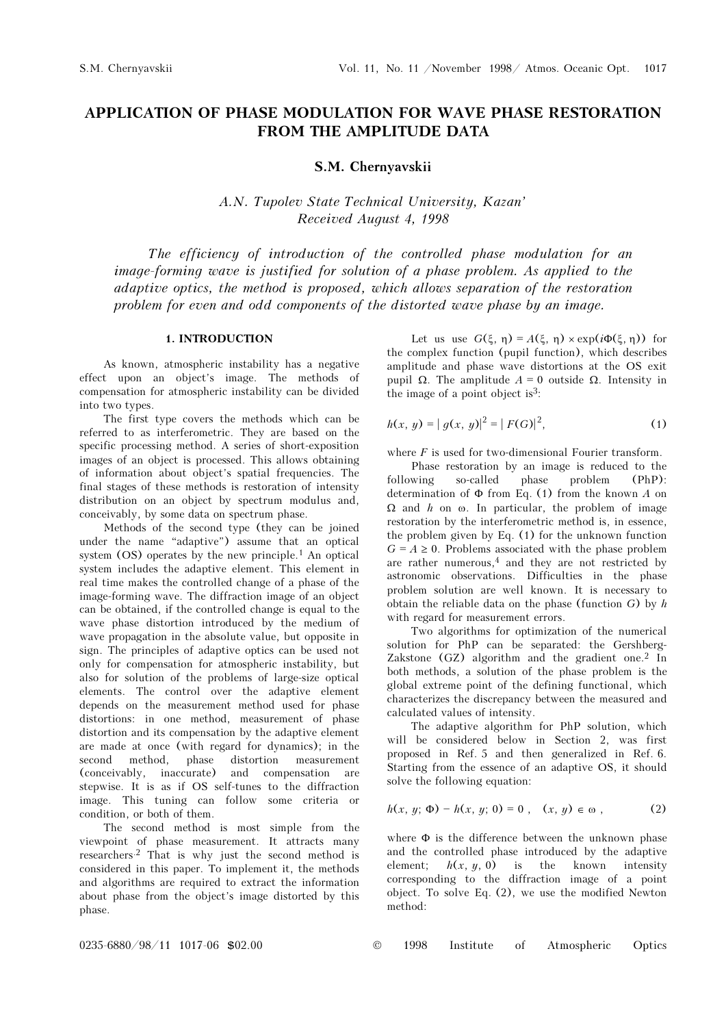# APPLICATION OF PHASE MODULATION FOR WAVE PHASE RESTORATION FROM THE AMPLITUDE DATA

## S.M. Chernyavskii

*A.N. Tupolev State Technical University, Kazan'*
*Received August 4, 1998*

*The efficiency of introduction of the controlled phase modulation for an image-forming wave is justified for solution of a phase problem. As applied to the adaptive optics, the method is proposed, which allows separation of the restoration problem for even and odd components of the distorted wave phase by an image.*

### 1. INTRODUCTION

As known, atmospheric instability has a negative effect upon an object's image. The methods of compensation for atmospheric instability can be divided into two types.

The first type covers the methods which can be referred to as interferometric. They are based on the specific processing method. A series of short-exposition images of an object is processed. This allows obtaining of information about object's spatial frequencies. The final stages of these methods is restoration of intensity distribution on an object by spectrum modulus and, conceivably, by some data on spectrum phase.

Methods of the second type (they can be joined under the name "adaptive") assume that an optical system (OS) operates by the new principle.[1] An optical system includes the adaptive element. This element in real time makes the controlled change of a phase of the image-forming wave. The diffraction image of an object can be obtained, if the controlled change is equal to the wave phase distortion introduced by the medium of wave propagation in the absolute value, but opposite in sign. The principles of adaptive optics can be used not only for compensation for atmospheric instability, but also for solution of the problems of large-size optical elements. The control over the adaptive element depends on the measurement method used for phase distortions: in one method, measurement of phase distortion and its compensation by the adaptive element are made at once (with regard for dynamics); in the second method, phase distortion measurement (conceivably, inaccurate) and compensation are stepwise. It is as if OS self-tunes to the diffraction image. This tuning can follow some criteria or condition, or both of them.

The second method is most simple from the viewpoint of phase measurement. It attracts many researchers.[2] That is why just the second method is considered in this paper. To implement it, the methods and algorithms are required to extract the information about phase from the object's image distorted by this phase.

Let us use $G(\xi, \eta) = A(\xi, \eta) \times \exp(i\Phi(\xi, \eta))$ for the complex function (pupil function), which describes amplitude and phase wave distortions at the OS exit pupil $\Omega$. The amplitude $A = 0$ outside $\Omega$. Intensity in the image of a point object is[3]:

$$h(x, y) = |\, g(x, y)|^2 = |\, F(G)|^2, \tag{1}$$

where $F$ is used for two-dimensional Fourier transform.

Phase restoration by an image is reduced to the following so-called phase problem (PhP): determination of $\Phi$ from Eq. (1) from the known $A$ on $\Omega$ and $h$ on $\omega$. In particular, the problem of image restoration by the interferometric method is, in essence, the problem given by Eq. (1) for the unknown function $G = A \geq 0$. Problems associated with the phase problem are rather numerous,[4] and they are not restricted by astronomic observations. Difficulties in the phase problem solution are well known. It is necessary to obtain the reliable data on the phase (function $G$) by $h$ with regard for measurement errors.

Two algorithms for optimization of the numerical solution for PhP can be separated: the Gershberg-Zakstone (GZ) algorithm and the gradient one.[2] In both methods, a solution of the phase problem is the global extreme point of the defining functional, which characterizes the discrepancy between the measured and calculated values of intensity.

The adaptive algorithm for PhP solution, which will be considered below in Section 2, was first proposed in Ref. 5 and then generalized in Ref. 6. Starting from the essence of an adaptive OS, it should solve the following equation:

$$h(x, y; \Phi) - h(x, y; 0) = 0\ , \quad (x, y) \in \omega\ , \tag{2}$$

where $\Phi$ is the difference between the unknown phase and the controlled phase introduced by the adaptive element; $h(x, y, 0)$ is the known intensity corresponding to the diffraction image of a point object. To solve Eq. (2), we use the modified Newton method: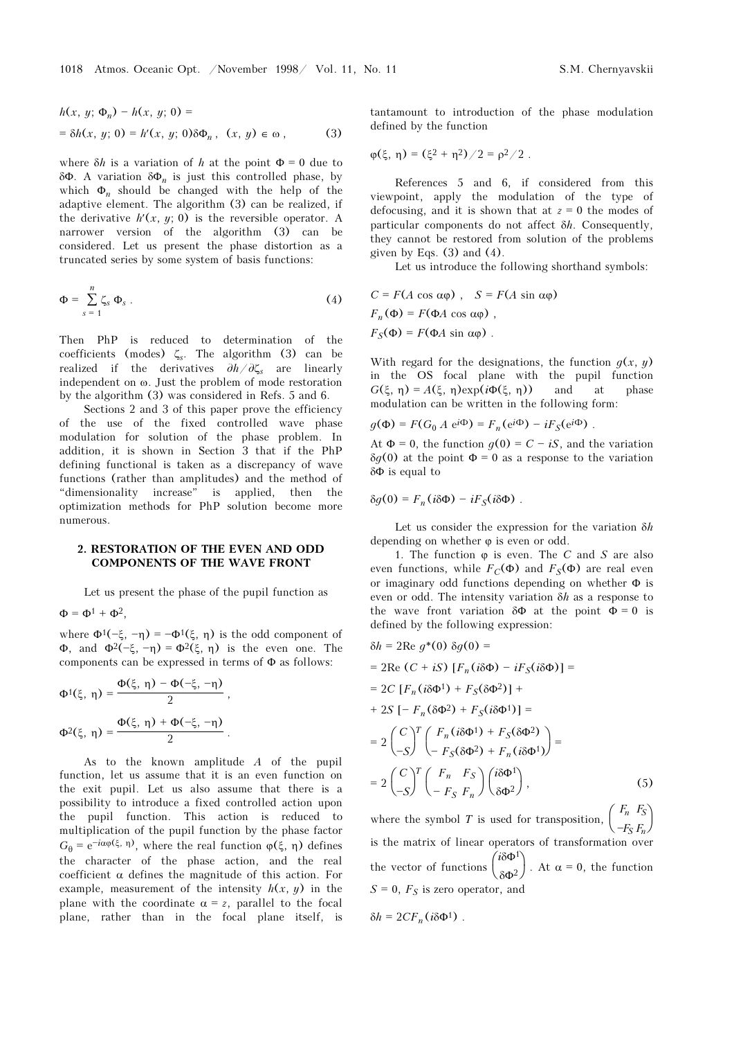$$h(x, y; \Phi_n) - h(x, y; 0) =$$

$$= \delta h(x, y; 0) = h'(x, y; 0)\delta\Phi_n , \quad (x, y) \in \omega , \qquad (3)$$

where $\delta h$ is a variation of $h$ at the point $\Phi = 0$ due to $\delta\Phi$. A variation $\delta\Phi_n$ is just this controlled phase, by which $\Phi_n$ should be changed with the help of the adaptive element. The algorithm (3) can be realized, if the derivative $h'(x, y; 0)$ is the reversible operator. A narrower version of the algorithm (3) can be considered. Let us present the phase distortion as a truncated series by some system of basis functions:

$$\Phi = \sum_{s=1}^{n} \zeta_s \Phi_s . \qquad (4)$$

Then PhP is reduced to determination of the coefficients (modes) $\zeta_s$. The algorithm (3) can be realized if the derivatives $\partial h/\partial \zeta_s$ are linearly independent on $\omega$. Just the problem of mode restoration by the algorithm (3) was considered in Refs. 5 and 6.

Sections 2 and 3 of this paper prove the efficiency of the use of the fixed controlled wave phase modulation for solution of the phase problem. In addition, it is shown in Section 3 that if the PhP defining functional is taken as a discrepancy of wave functions (rather than amplitudes) and the method of "dimensionality increase" is applied, then the optimization methods for PhP solution become more numerous.

## 2. RESTORATION OF THE EVEN AND ODD COMPONENTS OF THE WAVE FRONT

Let us present the phase of the pupil function as

$\Phi = \Phi^1 + \Phi^2$,

where $\Phi^1(-\xi, -\eta) = -\Phi^1(\xi, \eta)$ is the odd component of $\Phi$, and $\Phi^2(-\xi, -\eta) = \Phi^2(\xi, \eta)$ is the even one. The components can be expressed in terms of $\Phi$ as follows:

$$\Phi^1(\xi, \eta) = \frac{\Phi(\xi, \eta) - \Phi(-\xi, -\eta)}{2} ,$$

$$\Phi^2(\xi, \eta) = \frac{\Phi(\xi, \eta) + \Phi(-\xi, -\eta)}{2} .$$

As to the known amplitude $A$ of the pupil function, let us assume that it is an even function on the exit pupil. Let us also assume that there is a possibility to introduce a fixed controlled action upon the pupil function. This action is reduced to multiplication of the pupil function by the phase factor $G_\theta = e^{-i\alpha\varphi(\xi, \eta)}$, where the real function $\varphi(\xi, \eta)$ defines the character of the phase action, and the real coefficient $\alpha$ defines the magnitude of this action. For example, measurement of the intensity $h(x, y)$ in the plane with the coordinate $\alpha = z$, parallel to the focal plane, rather than in the focal plane itself, is tantamount to introduction of the phase modulation defined by the function

$$\varphi(\xi, \eta) = (\xi^2 + \eta^2)/2 = \rho^2/2 .$$

References 5 and 6, if considered from this viewpoint, apply the modulation of the type of defocusing, and it is shown that at $z = 0$ the modes of particular components do not affect $\delta h$. Consequently, they cannot be restored from solution of the problems given by Eqs. (3) and (4).

Let us introduce the following shorthand symbols:

$$C = F(A \cos \alpha\varphi) , \quad S = F(A \sin \alpha\varphi)$$

$$F_n(\Phi) = F(\Phi A \cos \alpha\varphi) ,$$

$$F_S(\Phi) = F(\Phi A \sin \alpha\varphi) .$$

With regard for the designations, the function $g(x, y)$ in the OS focal plane with the pupil function $G(\xi, \eta) = A(\xi, \eta)\exp(i\Phi(\xi, \eta))$ and at phase modulation can be written in the following form:

$$g(\Phi) = F(G_0\, A\, e^{i\Phi}) = F_n(e^{i\Phi}) - iF_S(e^{i\Phi}) .$$

At $\Phi = 0$, the function $g(0) = C - iS$, and the variation $\delta g(0)$ at the point $\Phi = 0$ as a response to the variation $\delta\Phi$ is equal to

$$\delta g(0) = F_n(i\delta\Phi) - iF_S(i\delta\Phi) .$$

Let us consider the expression for the variation $\delta h$ depending on whether $\varphi$ is even or odd.

1. The function $\varphi$ is even. The $C$ and $S$ are also even functions, while $F_C(\Phi)$ and $F_S(\Phi)$ are real even or imaginary odd functions depending on whether $\Phi$ is even or odd. The intensity variation $\delta h$ as a response to the wave front variation $\delta\Phi$ at the point $\Phi = 0$ is defined by the following expression:

$$\delta h = 2\mathrm{Re}\; g^*(0)\; \delta g(0) =$$

$$= 2\mathrm{Re}\; (C + iS)\; [F_n(i\delta\Phi) - iF_S(i\delta\Phi)] =$$

$$= 2C\; [F_n(i\delta\Phi^1) + F_S(\delta\Phi^2)] +$$

$$+ 2S\; [-F_n(\delta\Phi^2) + F_S(i\delta\Phi^1)] =$$

$$= 2\begin{pmatrix} C \\ -S \end{pmatrix}^T \begin{pmatrix} F_n(i\delta\Phi^1) + F_S(\delta\Phi^2) \\ -F_S(\delta\Phi^2) + F_n(i\delta\Phi^1) \end{pmatrix} =$$

$$= 2\begin{pmatrix} C \\ -S \end{pmatrix}^T \begin{pmatrix} F_n & F_S \\ -F_S & F_n \end{pmatrix} \begin{pmatrix} i\delta\Phi^1 \\ \delta\Phi^2 \end{pmatrix} , \qquad (5)$$

where the symbol $T$ is used for transposition, $\begin{pmatrix} F_n & F_S \\ -F_S & F_n \end{pmatrix}$ is the matrix of linear operators of transformation over the vector of functions $\begin{pmatrix} i\delta\Phi^1 \\ \delta\Phi^2 \end{pmatrix}$. At $\alpha = 0$, the function $S = 0$, $F_S$ is zero operator, and

$$\delta h = 2CF_n(i\delta\Phi^1) .$$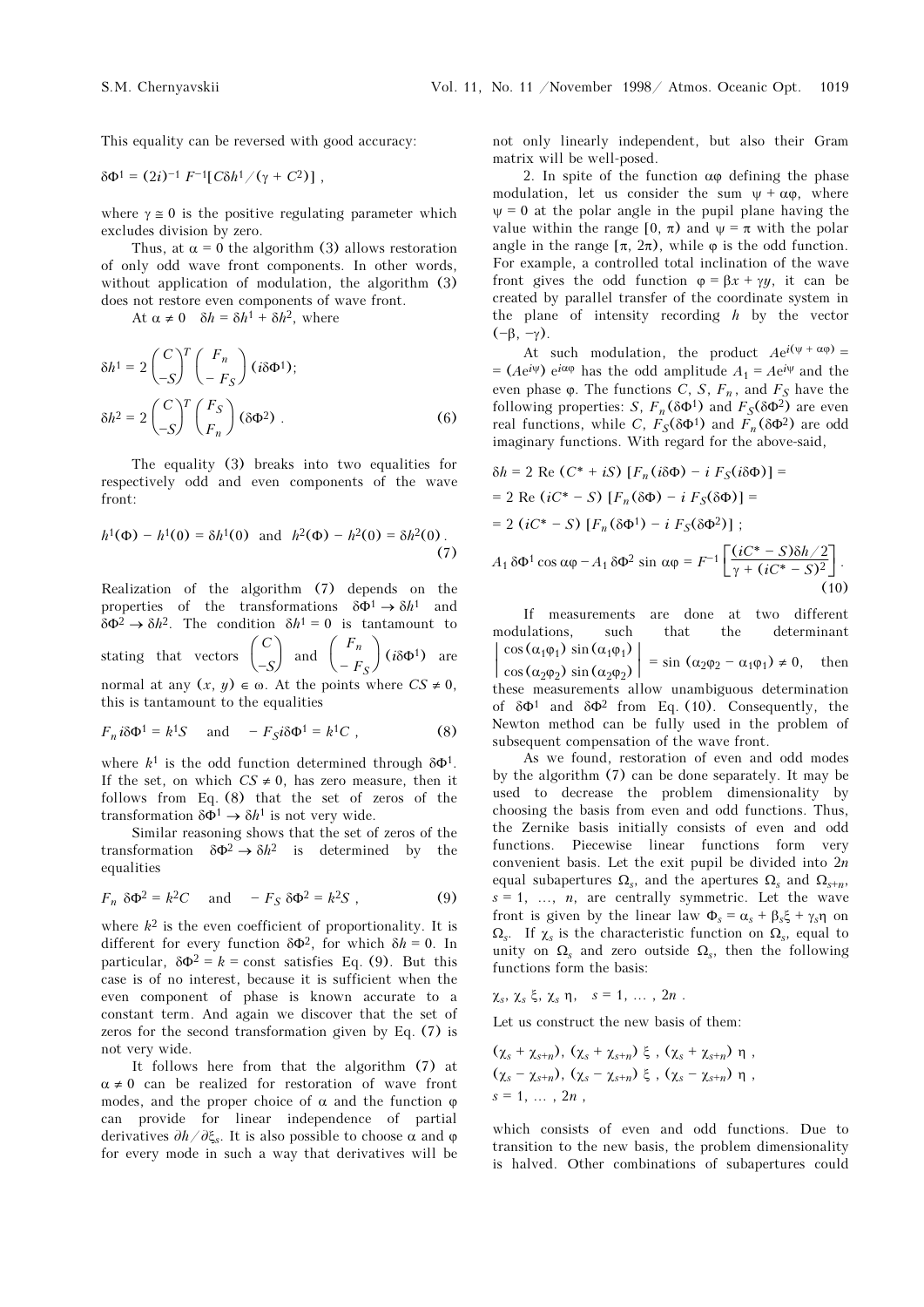This equality can be reversed with good accuracy:

$$\delta\Phi^1 = (2i)^{-1} F^{-1}[C\delta h^1/(\gamma + C^2)] ,$$

where $\gamma \cong 0$ is the positive regulating parameter which excludes division by zero.

Thus, at $\alpha = 0$ the algorithm (3) allows restoration of only odd wave front components. In other words, without application of modulation, the algorithm (3) does not restore even components of wave front.

At $\alpha \neq 0$ $\delta h = \delta h^1 + \delta h^2$, where

$$\delta h^1 = 2 \begin{pmatrix} C \\ -S \end{pmatrix}^T \begin{pmatrix} F_n \\ -F_S \end{pmatrix} (i\delta\Phi^1);$$

$$\delta h^2 = 2 \begin{pmatrix} C \\ -S \end{pmatrix}^T \begin{pmatrix} F_S \\ F_n \end{pmatrix} (\delta\Phi^2) . \tag{6}$$

The equality (3) breaks into two equalities for respectively odd and even components of the wave front:

$$h^1(\Phi) - h^1(0) = \delta h^1(0) \quad \text{and} \quad h^2(\Phi) - h^2(0) = \delta h^2(0) . \tag{7}$$

Realization of the algorithm (7) depends on the properties of the transformations $\delta\Phi^1 \to \delta h^1$ and $\delta\Phi^2 \to \delta h^2$. The condition $\delta h^1 = 0$ is tantamount to stating that vectors $\begin{pmatrix} C \\ -S \end{pmatrix}$ and $\begin{pmatrix} F_n \\ -F_S \end{pmatrix} (i\delta\Phi^1)$ are normal at any $(x, y) \in \omega$. At the points where $CS \neq 0$, this is tantamount to the equalities

$$F_n i\delta\Phi^1 = k^1 S \quad \text{and} \quad -F_S i\delta\Phi^1 = k^1 C , \tag{8}$$

where $k^1$ is the odd function determined through $\delta\Phi^1$. If the set, on which $CS \neq 0$, has zero measure, then it follows from Eq. (8) that the set of zeros of the transformation $\delta\Phi^1 \to \delta h^1$ is not very wide.

Similar reasoning shows that the set of zeros of the transformation $\delta\Phi^2 \to \delta h^2$ is determined by the equalities

$$F_n\, \delta\Phi^2 = k^2 C \quad \text{and} \quad -F_S\, \delta\Phi^2 = k^2 S , \tag{9}$$

where $k^2$ is the even coefficient of proportionality. It is different for every function $\delta\Phi^2$, for which $\delta h = 0$. In particular, $\delta\Phi^2 = k = \text{const}$ satisfies Eq. (9). But this case is of no interest, because it is sufficient when the even component of phase is known accurate to a constant term. And again we discover that the set of zeros for the second transformation given by Eq. (7) is not very wide.

It follows here from that the algorithm (7) at $\alpha \neq 0$ can be realized for restoration of wave front modes, and the proper choice of $\alpha$ and the function $\varphi$ can provide for linear independence of partial derivatives $\partial h/\partial \xi_s$. It is also possible to choose $\alpha$ and $\varphi$ for every mode in such a way that derivatives will be not only linearly independent, but also their Gram matrix will be well-posed.

2. In spite of the function $\alpha\varphi$ defining the phase modulation, let us consider the sum $\psi + \alpha\varphi$, where $\psi = 0$ at the polar angle in the pupil plane having the value within the range $[0, \pi)$ and $\psi = \pi$ with the polar angle in the range $[\pi, 2\pi)$, while $\varphi$ is the odd function. For example, a controlled total inclination of the wave front gives the odd function $\varphi = \beta x + \gamma y$, it can be created by parallel transfer of the coordinate system in the plane of intensity recording $h$ by the vector $(-\beta, -\gamma)$.

At such modulation, the product $Ae^{i(\psi + \alpha\varphi)} = (Ae^{i\psi})\, e^{i\alpha\varphi}$ has the odd amplitude $A_1 = Ae^{i\psi}$ and the even phase $\varphi$. The functions $C$, $S$, $F_n$, and $F_S$ have the following properties: $S$, $F_n(\delta\Phi^1)$ and $F_S(\delta\Phi^2)$ are even real functions, while $C$, $F_S(\delta\Phi^1)$ and $F_n(\delta\Phi^2)$ are odd imaginary functions. With regard for the above-said,

$$\delta h = 2\ \mathrm{Re}\ (C^* + iS)\ [F_n(i\delta\Phi) - i\ F_S(i\delta\Phi)] =$$

$$= 2\ \mathrm{Re}\ (iC^* - S)\ [F_n(\delta\Phi) - i\ F_S(\delta\Phi)] =$$

$$= 2\ (iC^* - S)\ [F_n(\delta\Phi^1) - i\ F_S(\delta\Phi^2)] ;$$

$$A_1\, \delta\Phi^1 \cos \alpha\varphi - A_1\, \delta\Phi^2 \sin \alpha\varphi = F^{-1} \left[ \frac{(iC^* - S)\delta h/2}{\gamma + (iC^* - S)^2} \right] . \tag{10}$$

If measurements are done at two different modulations, such that the determinant $\begin{vmatrix} \cos(\alpha_1\varphi_1) & \sin(\alpha_1\varphi_1) \\ \cos(\alpha_2\varphi_2) & \sin(\alpha_2\varphi_2) \end{vmatrix} = \sin(\alpha_2\varphi_2 - \alpha_1\varphi_1) \neq 0$, then these measurements allow unambiguous determination of $\delta\Phi^1$ and $\delta\Phi^2$ from Eq. (10). Consequently, the Newton method can be fully used in the problem of subsequent compensation of the wave front.

As we found, restoration of even and odd modes by the algorithm (7) can be done separately. It may be used to decrease the problem dimensionality by choosing the basis from even and odd functions. Thus, the Zernike basis initially consists of even and odd functions. Piecewise linear functions form very convenient basis. Let the exit pupil be divided into $2n$ equal subapertures $\Omega_s$, and the apertures $\Omega_s$ and $\Omega_{s+n}$, $s = 1, \ldots, n$, are centrally symmetric. Let the wave front is given by the linear law $\Phi_s = \alpha_s + \beta_s\xi + \gamma_s\eta$ on $\Omega_s$. If $\chi_s$ is the characteristic function on $\Omega_s$, equal to unity on $\Omega_s$ and zero outside $\Omega_s$, then the following functions form the basis:

$$\chi_s,\ \chi_s\, \xi,\ \chi_s\, \eta, \quad s = 1, \ldots, 2n .$$

Let us construct the new basis of them:

$$(\chi_s + \chi_{s+n}),\ (\chi_s + \chi_{s+n})\ \xi\ ,\ (\chi_s + \chi_{s+n})\ \eta\ ,$$

$$(\chi_s - \chi_{s+n}),\ (\chi_s - \chi_{s+n})\ \xi\ ,\ (\chi_s - \chi_{s+n})\ \eta\ ,$$

$$s = 1, \ldots, 2n ,$$

which consists of even and odd functions. Due to transition to the new basis, the problem dimensionality is halved. Other combinations of subapertures could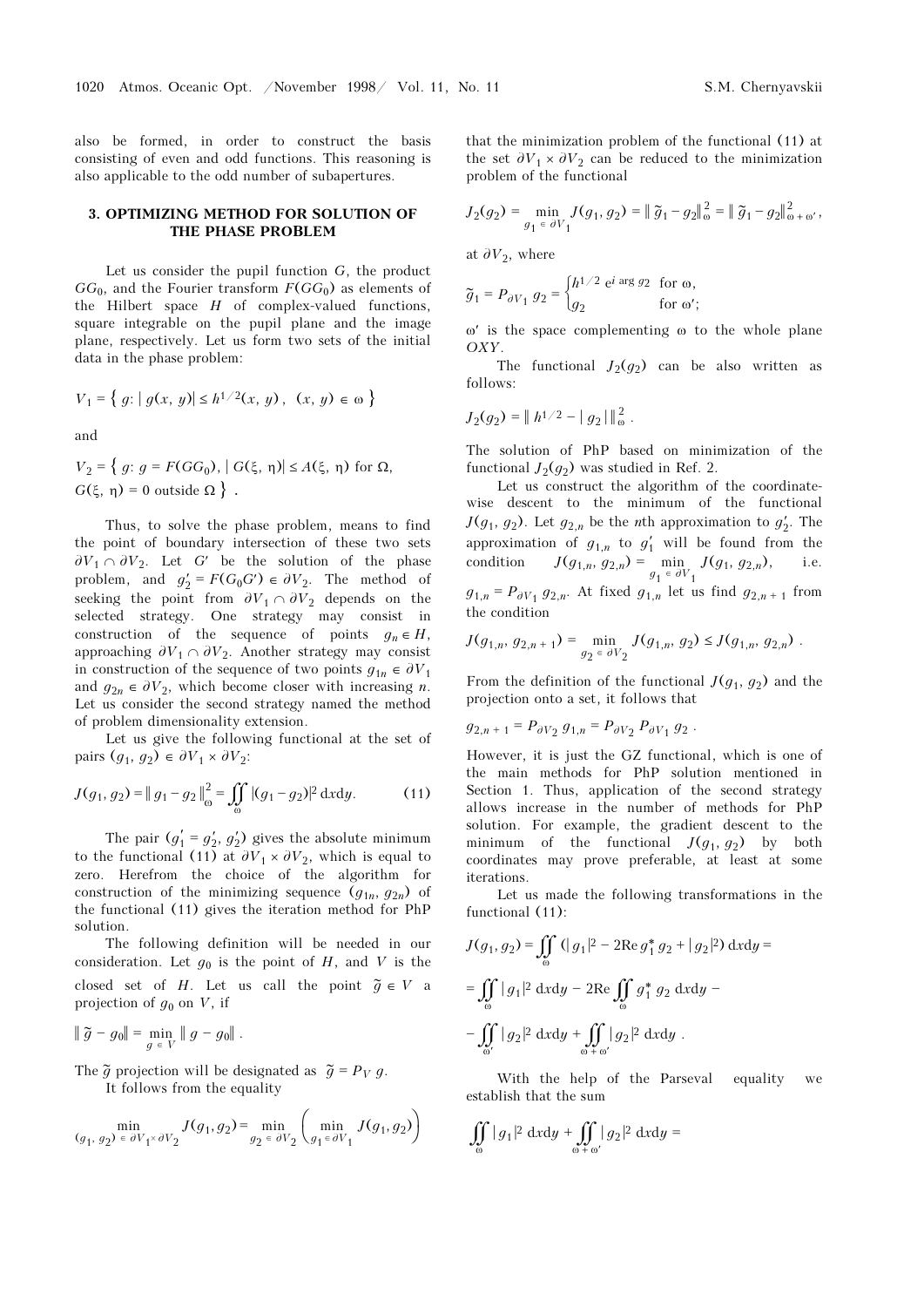also be formed, in order to construct the basis consisting of even and odd functions. This reasoning is also applicable to the odd number of subapertures.

### 3. OPTIMIZING METHOD FOR SOLUTION OF THE PHASE PROBLEM

Let us consider the pupil function $G$, the product $GG_0$, and the Fourier transform $F(GG_0)$ as elements of the Hilbert space $H$ of complex-valued functions, square integrable on the pupil plane and the image plane, respectively. Let us form two sets of the initial data in the phase problem:

$$V_1 = \left\{ g \colon |\, g(x, y)| \le h^{1/2}(x, y)\,,\ \ (x, y) \in \omega \right\}$$

and

$$V_2 = \left\{ g \colon g = F(GG_0),\ |\, G(\xi, \eta)| \le A(\xi, \eta) \text{ for } \Omega, \right.$$
$$\left. G(\xi, \eta) = 0 \text{ outside } \Omega \right\}\ .$$

Thus, to solve the phase problem, means to find the point of boundary intersection of these two sets $\partial V_1 \cap \partial V_2$. Let $G'$ be the solution of the phase problem, and $g'_2 = F(G_0 G') \in \partial V_2$. The method of seeking the point from $\partial V_1 \cap \partial V_2$ depends on the selected strategy. One strategy may consist in construction of the sequence of points $g_n \in H$, approaching $\partial V_1 \cap \partial V_2$. Another strategy may consist in construction of the sequence of two points $g_{1n} \in \partial V_1$ and $g_{2n} \in \partial V_2$, which become closer with increasing $n$. Let us consider the second strategy named the method of problem dimensionality extension.

Let us give the following functional at the set of pairs $(g_1, g_2) \in \partial V_1 \times \partial V_2$:

$$J(g_1, g_2) = \|\, g_1 - g_2 \,\|^2_{\omega} = \iint\limits_{\omega} |(g_1 - g_2)|^2 \,\mathrm{d}x\mathrm{d}y. \qquad (11)$$

The pair $(g'_1 = g'_2,\ g'_2)$ gives the absolute minimum to the functional (11) at $\partial V_1 \times \partial V_2$, which is equal to zero. Herefrom the choice of the algorithm for construction of the minimizing sequence $(g_{1n}, g_{2n})$ of the functional (11) gives the iteration method for PhP solution.

The following definition will be needed in our consideration. Let $g_0$ is the point of $H$, and $V$ is the closed set of $H$. Let us call the point $\tilde{g} \in V$ a projection of $g_0$ on $V$, if

$$\|\, \tilde{g} - g_0 \| = \min_{g \,\in\, V} \|\, g - g_0 \|\ .$$

The $\tilde{g}$ projection will be designated as $\tilde{g} = P_V\, g$.

It follows from the equality

$$\min_{(g_1,\, g_2) \,\in\, \partial V_1 \times \partial V_2} J(g_1, g_2) = \min_{g_2 \,\in\, \partial V_2} \left( \min_{g_1 \in \partial V_1} J(g_1, g_2) \right)$$

that the minimization problem of the functional (11) at the set $\partial V_1 \times \partial V_2$ can be reduced to the minimization problem of the functional

$$J_2(g_2) = \min_{g_1 \,\in\, \partial V_1} J(g_1, g_2) = \|\, \tilde{g}_1 - g_2 \|^2_{\omega} = \|\, \tilde{g}_1 - g_2 \|^2_{\omega + \omega'}\,,$$

at $\partial V_2$, where

$$\tilde{g}_1 = P_{\partial V_1}\, g_2 = \begin{cases} h^{1/2}\, \mathrm{e}^{i \arg g_2} & \text{for } \omega, \\ g_2 & \text{for } \omega'; \end{cases}$$

$\omega'$ is the space complementing $\omega$ to the whole plane $OXY$.

The functional $J_2(g_2)$ can be also written as follows:

$$J_2(g_2) = \|\, h^{1/2} - |\, g_2 \,|\, \|^2_{\omega}\ .$$

The solution of PhP based on minimization of the functional $J_2(g_2)$ was studied in Ref. 2.

Let us construct the algorithm of the coordinate-wise descent to the minimum of the functional $J(g_1, g_2)$. Let $g_{2,n}$ be the $n$th approximation to $g'_2$. The approximation of $g_{1,n}$ to $g'_1$ will be found from the condition $J(g_{1,n},\, g_{2,n}) = \min\limits_{g_1 \,\in\, \partial V_1} J(g_1,\, g_{2,n})$, i.e. $g_{1,n} = P_{\partial V_1}\, g_{2,n}$. At fixed $g_{1,n}$ let us find $g_{2,n+1}$ from the condition

$$J(g_{1,n},\, g_{2,n+1}) = \min_{g_2 \,\in\, \partial V_2} J(g_{1,n},\, g_2) \le J(g_{1,n},\, g_{2,n})\ .$$

From the definition of the functional $J(g_1, g_2)$ and the projection onto a set, it follows that

$$g_{2,n+1} = P_{\partial V_2}\, g_{1,n} = P_{\partial V_2}\, P_{\partial V_1}\, g_2\ .$$

However, it is just the GZ functional, which is one of the main methods for PhP solution mentioned in Section 1. Thus, application of the second strategy allows increase in the number of methods for PhP solution. For example, the gradient descent to the minimum of the functional $J(g_1, g_2)$ by both coordinates may prove preferable, at least at some iterations.

Let us made the following transformations in the functional (11):

$$J(g_1, g_2) = \iint\limits_{\omega} (|\, g_1 |^2 - 2\mathrm{Re}\, g_1^*\, g_2 + |\, g_2 |^2)\, \mathrm{d}x\mathrm{d}y =$$

$$= \iint\limits_{\omega} |\, g_1 |^2 \,\mathrm{d}x\mathrm{d}y - 2\mathrm{Re} \iint\limits_{\omega} g_1^*\, g_2 \,\mathrm{d}x\mathrm{d}y\, -$$

$$- \iint\limits_{\omega'} |\, g_2 |^2 \,\mathrm{d}x\mathrm{d}y + \iint\limits_{\omega + \omega'} |\, g_2 |^2 \,\mathrm{d}x\mathrm{d}y\ .$$

With the help of the Parseval equality we establish that the sum

$$\iint\limits_{\omega} |\, g_1 |^2 \,\mathrm{d}x\mathrm{d}y + \iint\limits_{\omega + \omega'} |\, g_2 |^2 \,\mathrm{d}x\mathrm{d}y =$$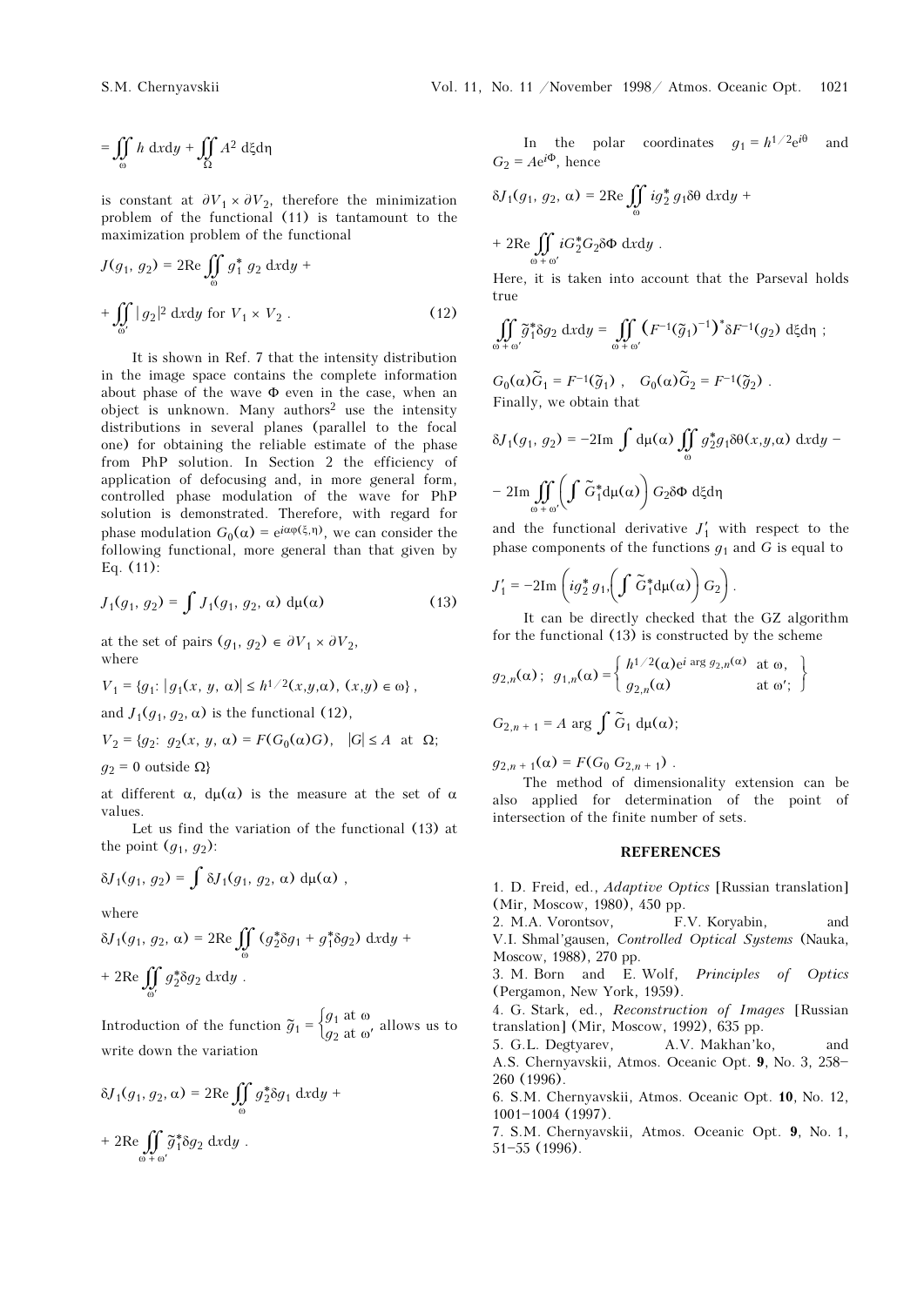$$= \iint_{\omega} h\,\mathrm{d}x\mathrm{d}y + \iint_{\Omega} A^2\,\mathrm{d}\xi\mathrm{d}\eta$$

is constant at $\partial V_1 \times \partial V_2$, therefore the minimization problem of the functional (11) is tantamount to the maximization problem of the functional

$$J(g_1, g_2) = 2\mathrm{Re} \iint_{\omega} g_1^* \, g_2 \,\mathrm{d}x\mathrm{d}y +$$

$$+ \iint_{\omega'} |g_2|^2 \,\mathrm{d}x\mathrm{d}y \text{ for } V_1 \times V_2 . \qquad (12)$$

It is shown in Ref. 7 that the intensity distribution in the image space contains the complete information about phase of the wave $\Phi$ even in the case, when an object is unknown. Many authors[2] use the intensity distributions in several planes (parallel to the focal one) for obtaining the reliable estimate of the phase from PhP solution. In Section 2 the efficiency of application of defocusing and, in more general form, controlled phase modulation of the wave for PhP solution is demonstrated. Therefore, with regard for phase modulation $G_0(\alpha) = \mathrm{e}^{i\alpha\varphi(\xi,\eta)}$, we can consider the following functional, more general than that given by Eq. (11):

$$J_1(g_1, g_2) = \int J_1(g_1, g_2, \alpha)\,\mathrm{d}\mu(\alpha) \qquad (13)$$

at the set of pairs $(g_1, g_2) \in \partial V_1 \times \partial V_2$, where

$V_1 = \{g_1: |g_1(x, y, \alpha)| \le h^{1/2}(x,y,\alpha), (x,y) \in \omega\}$,

and $J_1(g_1, g_2, \alpha)$ is the functional (12),

$V_2 = \{g_2\text{: } g_2(x, y, \alpha) = F(G_0(\alpha)G),\ \ |G| \le A \text{ at } \Omega;$

$g_2 = 0$ outside $\Omega\}$

at different $\alpha$, $\mathrm{d}\mu(\alpha)$ is the measure at the set of $\alpha$ values.

Let us find the variation of the functional (13) at the point $(g_1, g_2)$:

$$\delta J_1(g_1, g_2) = \int \delta J_1(g_1, g_2, \alpha)\,\mathrm{d}\mu(\alpha) ,$$

where

$$\delta J_1(g_1, g_2, \alpha) = 2\mathrm{Re} \iint_{\omega} (g_2^* \delta g_1 + g_1^* \delta g_2)\,\mathrm{d}x\mathrm{d}y +$$

$$+ 2\mathrm{Re} \iint_{\omega'} g_2^* \delta g_2 \,\mathrm{d}x\mathrm{d}y .$$

Introduction of the function $\tilde{g}_1 = \begin{cases} g_1 \text{ at } \omega \\ g_2 \text{ at } \omega' \end{cases}$ allows us to write down the variation

$$\delta J_1(g_1, g_2, \alpha) = 2\mathrm{Re} \iint_{\omega} g_2^* \delta g_1 \,\mathrm{d}x\mathrm{d}y +$$

$$+ 2\mathrm{Re} \iint_{\omega + \omega'} \tilde{g}_1^* \delta g_2 \,\mathrm{d}x\mathrm{d}y .$$

In the polar coordinates $g_1 = h^{1/2}\mathrm{e}^{i\theta}$ and $G_2 = A\mathrm{e}^{i\Phi}$, hence

$$\delta J_1(g_1, g_2, \alpha) = 2\mathrm{Re} \iint_{\omega} i g_2^* \, g_1 \delta\theta \,\mathrm{d}x\mathrm{d}y +$$

$$+ 2\mathrm{Re} \iint_{\omega + \omega'} i G_2^* G_2 \delta\Phi \,\mathrm{d}x\mathrm{d}y .$$

Here, it is taken into account that the Parseval holds true

$$\iint_{\omega + \omega'} \tilde{g}_1^* \delta g_2 \,\mathrm{d}x\mathrm{d}y = \iint_{\omega + \omega'} \left(F^{-1}(\tilde{g}_1)^{-1}\right)^* \delta F^{-1}(g_2)\,\mathrm{d}\xi\mathrm{d}\eta ;$$

$$G_0(\alpha)\tilde{G}_1 = F^{-1}(\tilde{g}_1) , \quad G_0(\alpha)\tilde{G}_2 = F^{-1}(\tilde{g}_2) .$$

Finally, we obtain that

$$\delta J_1(g_1, g_2) = -2\mathrm{Im} \int \mathrm{d}\mu(\alpha) \iint_{\omega} g_2^* g_1 \delta\theta(x,y,\alpha)\,\mathrm{d}x\mathrm{d}y -$$

$$- 2\mathrm{Im} \iint_{\omega + \omega'} \left( \int \tilde{G}_1^* \mathrm{d}\mu(\alpha) \right) G_2 \delta\Phi \,\mathrm{d}\xi\mathrm{d}\eta$$

and the functional derivative $J_1'$ with respect to the phase components of the functions $g_1$ and $G$ is equal to

$$J_1' = -2\mathrm{Im} \left( i g_2^* \, g_1, \left( \int \tilde{G}_1^* \mathrm{d}\mu(\alpha) \right) G_2 \right) .$$

It can be directly checked that the GZ algorithm for the functional (13) is constructed by the scheme

$$g_{2,n}(\alpha);\ \ g_{1,n}(\alpha) = \left\{ \begin{array}{ll} h^{1/2}(\alpha)\mathrm{e}^{i \arg g_{2,n}(\alpha)} & \text{at } \omega, \\ g_{2,n}(\alpha) & \text{at } \omega'; \end{array} \right\}$$

$$G_{2,n+1} = A \arg \int \tilde{G}_1 \,\mathrm{d}\mu(\alpha);$$

$$g_{2,n+1}(\alpha) = F(G_0 \, G_{2,n+1}) .$$

The method of dimensionality extension can be also applied for determination of the point of intersection of the finite number of sets.

## REFERENCES

1. D. Freid, ed., *Adaptive Optics* [Russian translation] (Mir, Moscow, 1980), 450 pp.
2. M.A. Vorontsov, F.V. Koryabin, and V.I. Shmal'gausen, *Controlled Optical Systems* (Nauka, Moscow, 1988), 270 pp.
3. M. Born and E. Wolf, *Principles of Optics* (Pergamon, New York, 1959).
4. G. Stark, ed., *Reconstruction of Images* [Russian translation] (Mir, Moscow, 1992), 635 pp.
5. G.L. Degtyarev, A.V. Makhan'ko, and A.S. Chernyavskii, Atmos. Oceanic Opt. **9**, No. 3, 258–260 (1996).
6. S.M. Chernyavskii, Atmos. Oceanic Opt. **10**, No. 12, 1001–1004 (1997).
7. S.M. Chernyavskii, Atmos. Oceanic Opt. **9**, No. 1, 51–55 (1996).